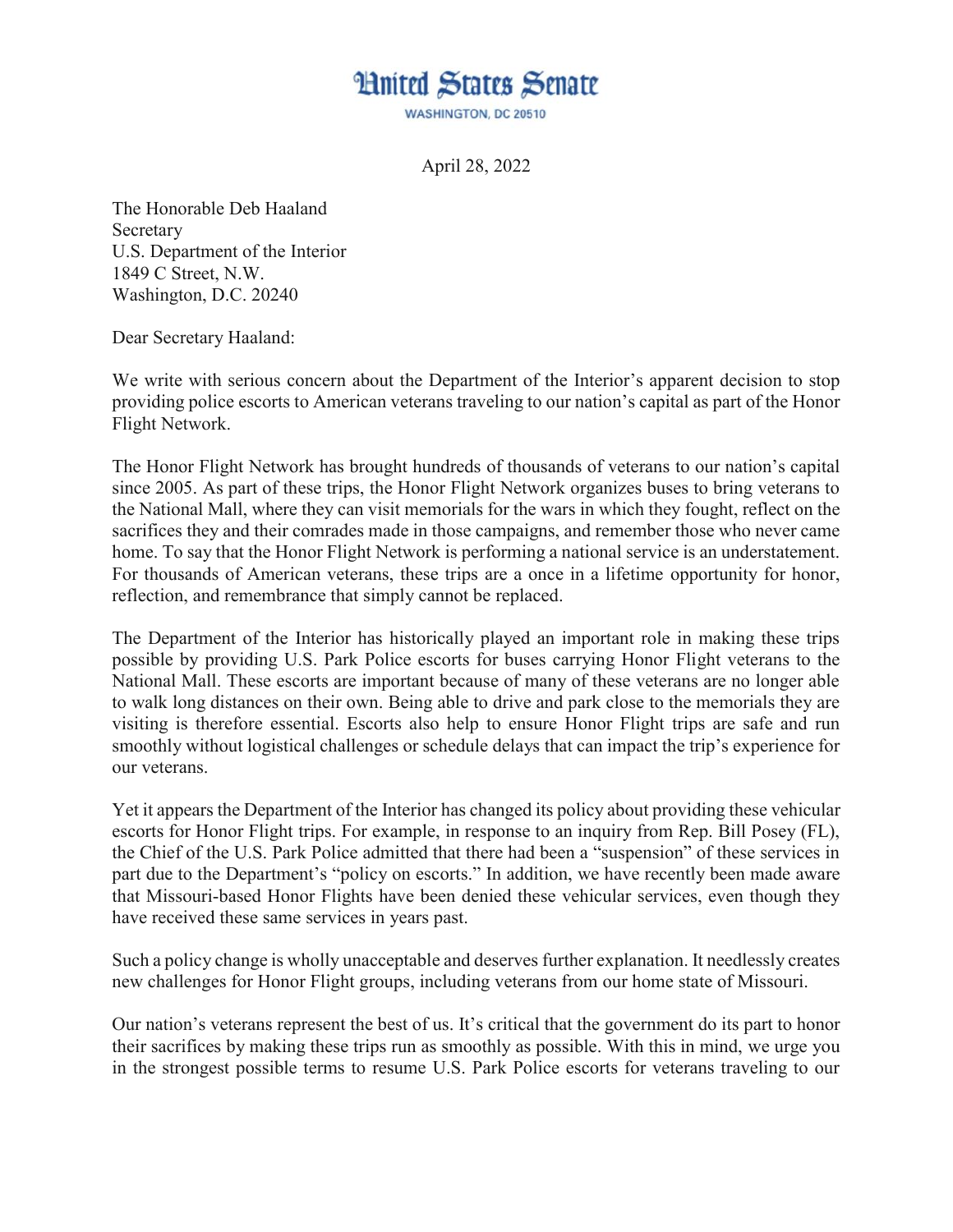# United States Senate

WASHINGTON, DC 20510

April 28, 2022

The Honorable Deb Haaland
Secretary
U.S. Department of the Interior
1849 C Street, N.W.
Washington, D.C. 20240

Dear Secretary Haaland:

We write with serious concern about the Department of the Interior's apparent decision to stop providing police escorts to American veterans traveling to our nation's capital as part of the Honor Flight Network.

The Honor Flight Network has brought hundreds of thousands of veterans to our nation's capital since 2005. As part of these trips, the Honor Flight Network organizes buses to bring veterans to the National Mall, where they can visit memorials for the wars in which they fought, reflect on the sacrifices they and their comrades made in those campaigns, and remember those who never came home. To say that the Honor Flight Network is performing a national service is an understatement. For thousands of American veterans, these trips are a once in a lifetime opportunity for honor, reflection, and remembrance that simply cannot be replaced.

The Department of the Interior has historically played an important role in making these trips possible by providing U.S. Park Police escorts for buses carrying Honor Flight veterans to the National Mall. These escorts are important because of many of these veterans are no longer able to walk long distances on their own. Being able to drive and park close to the memorials they are visiting is therefore essential. Escorts also help to ensure Honor Flight trips are safe and run smoothly without logistical challenges or schedule delays that can impact the trip's experience for our veterans.

Yet it appears the Department of the Interior has changed its policy about providing these vehicular escorts for Honor Flight trips. For example, in response to an inquiry from Rep. Bill Posey (FL), the Chief of the U.S. Park Police admitted that there had been a "suspension" of these services in part due to the Department's "policy on escorts." In addition, we have recently been made aware that Missouri-based Honor Flights have been denied these vehicular services, even though they have received these same services in years past.

Such a policy change is wholly unacceptable and deserves further explanation. It needlessly creates new challenges for Honor Flight groups, including veterans from our home state of Missouri.

Our nation's veterans represent the best of us. It's critical that the government do its part to honor their sacrifices by making these trips run as smoothly as possible. With this in mind, we urge you in the strongest possible terms to resume U.S. Park Police escorts for veterans traveling to our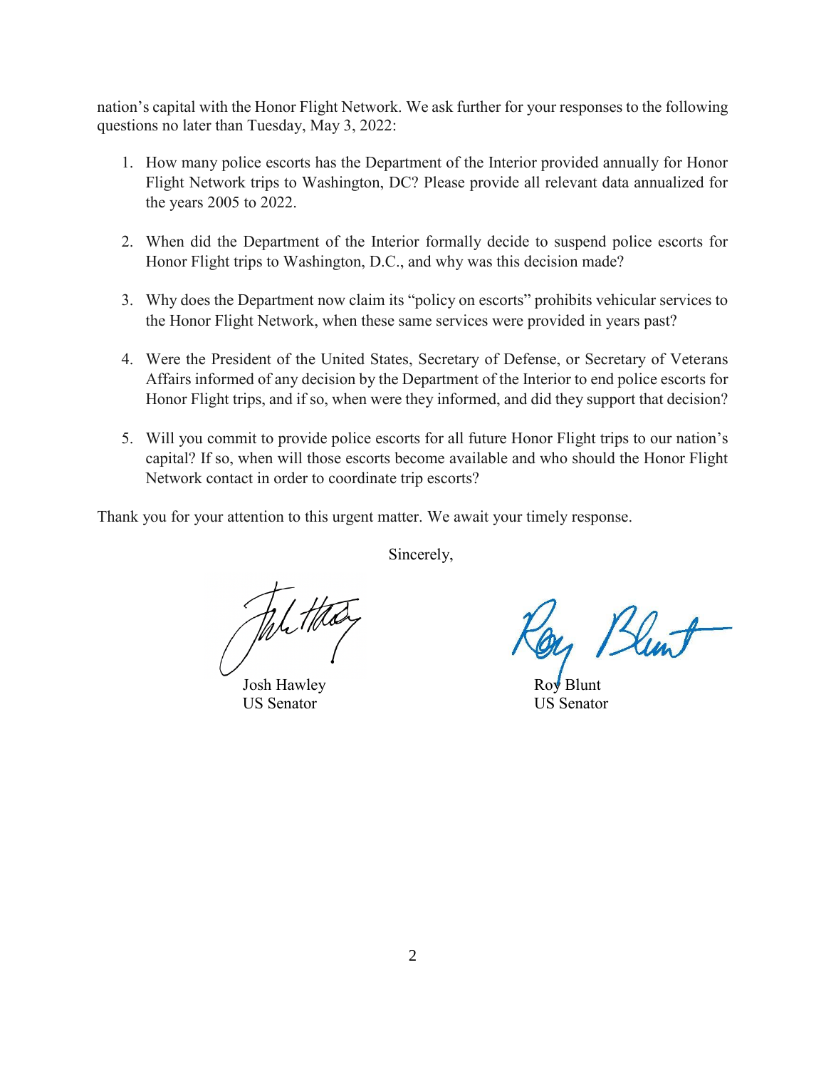nation's capital with the Honor Flight Network. We ask further for your responses to the following questions no later than Tuesday, May 3, 2022:

1. How many police escorts has the Department of the Interior provided annually for Honor Flight Network trips to Washington, DC? Please provide all relevant data annualized for the years 2005 to 2022.

2. When did the Department of the Interior formally decide to suspend police escorts for Honor Flight trips to Washington, D.C., and why was this decision made?

3. Why does the Department now claim its "policy on escorts" prohibits vehicular services to the Honor Flight Network, when these same services were provided in years past?

4. Were the President of the United States, Secretary of Defense, or Secretary of Veterans Affairs informed of any decision by the Department of the Interior to end police escorts for Honor Flight trips, and if so, when were they informed, and did they support that decision?

5. Will you commit to provide police escorts for all future Honor Flight trips to our nation's capital? If so, when will those escorts become available and who should the Honor Flight Network contact in order to coordinate trip escorts?

Thank you for your attention to this urgent matter. We await your timely response.

Sincerely,

Josh Hawley
US Senator

Roy Blunt
US Senator